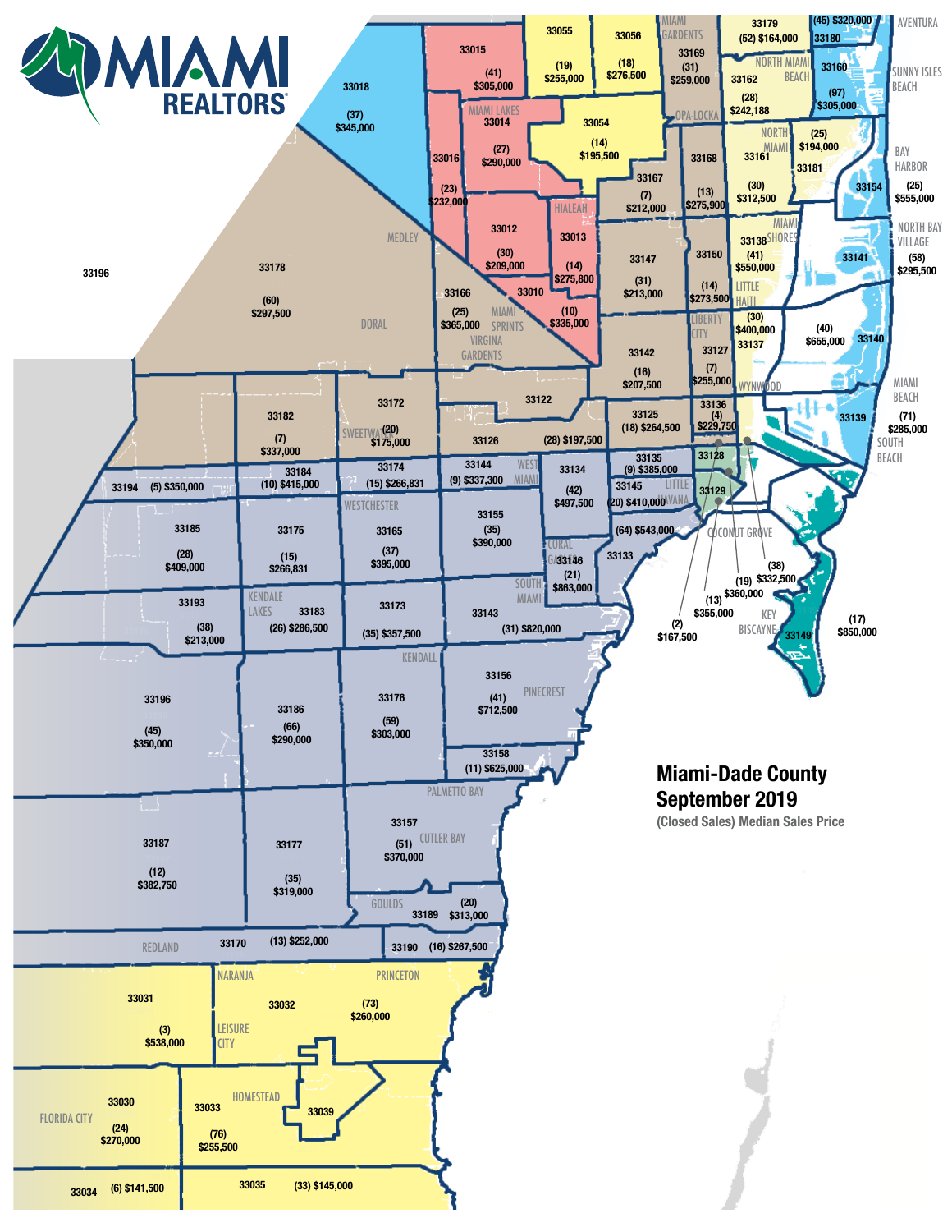MIAMI REALTORS®

# Miami-Dade County September 2019

(Closed Sales) Median Sales Price

| Zip Code | Area | Closed Sales | Median Sales Price |
|---|---|---|---|
| 33015 | | (41) | $305,000 |
| 33055 | | (19) | $255,000 |
| 33056 | | (18) | $276,500 |
| 33169 | Miami Gardens | (31) | $259,000 |
| 33179 | | (52) | $164,000 |
| 33180 | Aventura | (45) | $320,000 |
| 33160 | Sunny Isles Beach | (97) | $305,000 |
| 33162 | North Miami Beach | (28) | $242,188 |
| 33018 | | (37) | $345,000 |
| 33014 | Miami Lakes | (27) | $290,000 |
| 33054 | Opa-Locka | (14) | $195,500 |
| 33016 | | (23) | $232,000 |
| 33167 | | (7) | $212,000 |
| 33168 | | (13) | $275,900 |
| 33161 | North Miami | (30) | $312,500 |
| 33181 | | (25) | $194,000 |
| 33154 | Bay Harbor | (25) | $555,000 |
| 33012 | | (30) | $209,000 |
| 33013 | Hialeah | (14) | $275,800 |
| 33010 | | (10) | $335,000 |
| 33147 | | (31) | $213,000 |
| 33150 | Little Haiti | (14) | $273,500 |
| 33138 | Miami Shores | (41) | $550,000 |
| 33141 | North Bay Village | (58) | $295,500 |
| 33196 | | | |
| 33178 | Doral / Medley | (60) | $297,500 |
| 33166 | Miami Springs / Virginia Gardens | (25) | $365,000 |
| 33142 | | (16) | $207,500 |
| 33127 | Liberty City | (7) | $255,000 |
| 33137 | | (30) | $400,000 |
| 33140 | | (40) | $655,000 |
| 33139 | Miami Beach / South Beach | (71) | $285,000 |
| 33182 | | (7) | $337,000 |
| 33172 | Sweetwater | (20) | $175,000 |
| 33122 | | | |
| 33126 | | (28) | $197,500 |
| 33125 | | (18) | $264,500 |
| 33136 | Wynwood | (4) | $229,750 |
| 33128 | | | |
| 33194 | | (5) | $350,000 |
| 33184 | | (10) | $415,000 |
| 33174 | | (15) | $266,831 |
| 33144 | West Miami | (9) | $337,300 |
| 33134 | | (42) | $497,500 |
| 33135 | | (9) | $385,000 |
| 33145 | Little Havana | (20) | $410,000 |
| 33129 | | (64) | $543,000 |
| 33185 | | (28) | $409,000 |
| 33175 | Westchester | (15) | $266,831 |
| 33165 | | (37) | $395,000 |
| 33155 | | (35) | $390,000 |
| 33146 | Coral Gables | (21) | $863,000 |
| 33133 | Coconut Grove | (38) | $332,500 |
| 33193 | | (38) | $213,000 |
| 33183 | Kendale Lakes | (26) | $286,500 |
| 33173 | | (35) | $357,500 |
| 33143 | South Miami | (31) | $820,000 |
| 33149 | Key Biscayne | (17) | $850,000 |
| 33196 | | (45) | $350,000 |
| 33186 | | (66) | $290,000 |
| 33176 | Kendall | (59) | $303,000 |
| 33156 | Pinecrest | (41) | $712,500 |
| 33158 | | (11) | $625,000 |
| 33187 | | (12) | $382,750 |
| 33177 | | (35) | $319,000 |
| 33157 | Palmetto Bay / Cutler Bay | (51) | $370,000 |
| 33189 | Goulds | (20) | $313,000 |
| 33170 | Redland | (13) | $252,000 |
| 33190 | | (16) | $267,500 |
| 33031 | | (3) | $538,000 |
| 33032 | Naranja / Leisure City / Princeton | (73) | $260,000 |
| 33030 | Florida City | (24) | $270,000 |
| 33033 | Homestead | (76) | $255,500 |
| 33039 | | | |
| 33034 | | (6) | $141,500 |
| 33035 | | (33) | $145,000 |

Additional callout values (Coconut Grove area): (2) $167,500; (13) $355,000; (19) $360,000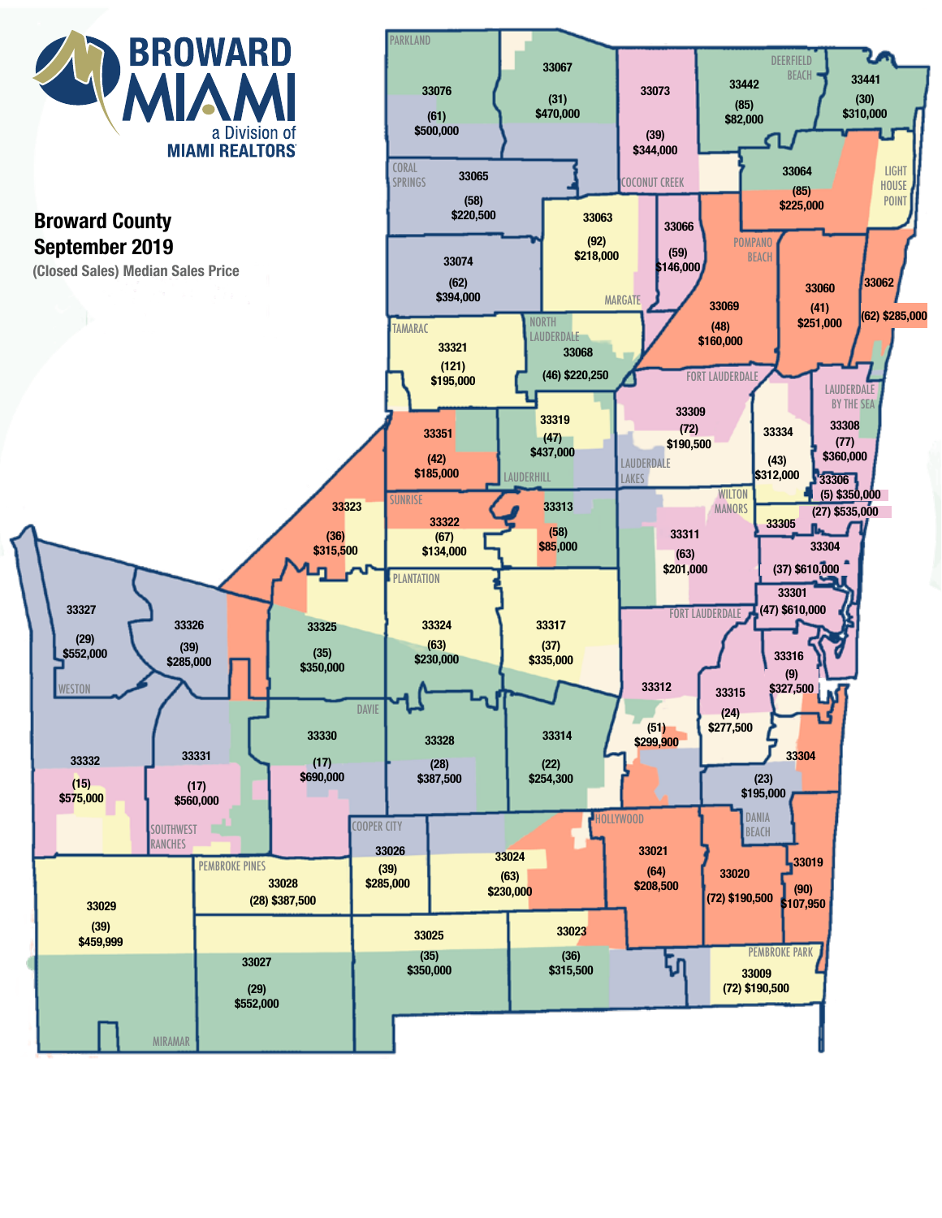**BROWARD MIAMI**
a Division of
**MIAMI REALTORS**

## Broward County
## September 2019
(Closed Sales) Median Sales Price

| Zip Code | Closed Sales | Median Sales Price |
|---|---|---|
| 33076 | (61) | $500,000 |
| 33067 | (31) | $470,000 |
| 33073 | (39) | $344,000 |
| 33442 | (85) | $82,000 |
| 33441 | (30) | $310,000 |
| 33065 | (58) | $220,500 |
| 33064 | (85) | $225,000 |
| 33063 | (92) | $218,000 |
| 33066 | (59) | $146,000 |
| 33074 | (62) | $394,000 |
| 33069 | (48) | $160,000 |
| 33060 | (41) | $251,000 |
| 33062 | (62) | $285,000 |
| 33321 | (121) | $195,000 |
| 33068 | (46) | $220,250 |
| 33319 | (47) | $437,000 |
| 33309 | (72) | $190,500 |
| 33334 | (43) | $312,000 |
| 33308 | (77) | $360,000 |
| 33351 | (42) | $185,000 |
| 33306 | (5) | $350,000 |
| 33305 | (27) | $535,000 |
| 33323 | (36) | $315,500 |
| 33322 | (67) | $134,000 |
| 33313 | (58) | $85,000 |
| 33311 | (63) | $201,000 |
| 33304 | (37) | $610,000 |
| 33301 | (47) | $610,000 |
| 33327 | (29) | $552,000 |
| 33326 | (39) | $285,000 |
| 33325 | (35) | $350,000 |
| 33324 | (63) | $230,000 |
| 33317 | (37) | $335,000 |
| 33316 | (9) | $327,500 |
| 33312 | (51) | $299,900 |
| 33315 | (24) | $277,500 |
| 33304 | (23) | $195,000 |
| 33330 | (17) | $690,000 |
| 33328 | (28) | $387,500 |
| 33314 | (22) | $254,300 |
| 33332 | (15) | $575,000 |
| 33331 | (17) | $560,000 |
| 33026 | (39) | $285,000 |
| 33024 | (63) | $230,000 |
| 33021 | (64) | $208,500 |
| 33020 | (72) | $190,500 |
| 33019 | (90) | $107,950 |
| 33029 | (39) | $459,999 |
| 33028 | (28) | $387,500 |
| 33025 | (35) | $350,000 |
| 33023 | (36) | $315,500 |
| 33027 | (29) | $552,000 |
| 33009 | (72) | $190,500 |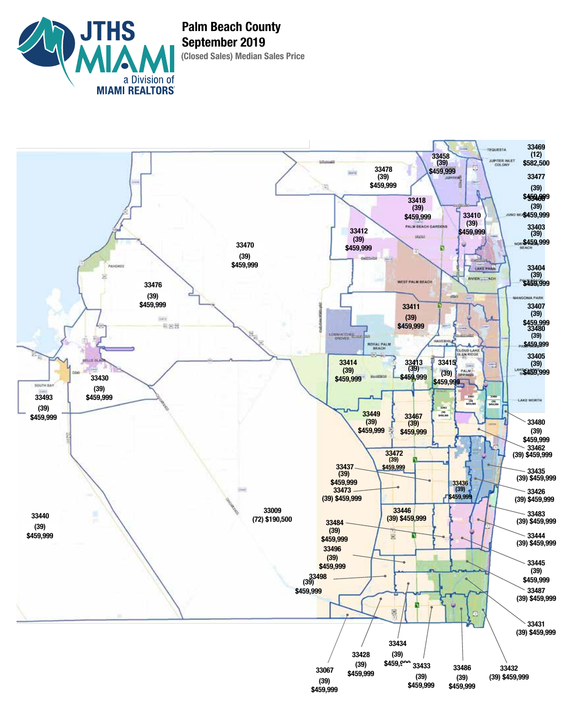JTHS MIAMI
a Division of
MIAMI REALTORS

# Palm Beach County
## September 2019
### (Closed Sales) Median Sales Price

| Zip Code | Closed Sales | Median Sales Price |
|---|---|---|
| 33469 | 12 | $582,500 |
| 33458 | 39 | $459,999 |
| 33478 | 39 | $459,999 |
| 33477 | 39 | $459,999 |
| 33408 | 39 | $459,999 |
| 33418 | 39 | $459,999 |
| 33410 | 39 | $459,999 |
| 33403 | 39 | $459,999 |
| 33412 | 39 | $459,999 |
| 33470 | 39 | $459,999 |
| 33404 | 39 | $459,999 |
| 33476 | 39 | $459,999 |
| 33411 | 39 | $459,999 |
| 33407 | 39 | $459,999 |
| 33480 | 39 | $459,999 |
| 33405 | 39 | $459,999 |
| 33414 | 39 | $459,999 |
| 33413 | 39 | $459,999 |
| 33415 | 39 | $459,999 |
| 33430 | 39 | $459,999 |
| 33493 | 39 | $459,999 |
| 33461 | 39 | $459,999 |
| 33460 | 39 | $459,999 |
| 33463 | 39 | $459,999 |
| 33449 | 39 | $459,999 |
| 33467 | 39 | $459,999 |
| 33480 | 39 | $459,999 |
| 33462 | 39 | $459,999 |
| 33472 | 39 | $459,999 |
| 33437 | 39 | $459,999 |
| 33435 | 39 | $459,999 |
| 33473 | 39 | $459,999 |
| 33436 | 39 | $459,999 |
| 33426 | 39 | $459,999 |
| 33009 | 72 | $190,500 |
| 33440 | 39 | $459,999 |
| 33446 | 39 | $459,999 |
| 33483 | 39 | $459,999 |
| 33484 | 39 | $459,999 |
| 33444 | 39 | $459,999 |
| 33496 | 39 | $459,999 |
| 33445 | 39 | $459,999 |
| 33498 | 39 | $459,999 |
| 33487 | 39 | $459,999 |
| 33431 | 39 | $459,999 |
| 33434 | 39 | $459,999 |
| 33428 | 39 | $459,999 |
| 33433 | 39 | $459,999 |
| 33486 | 39 | $459,999 |
| 33432 | 39 | $459,999 |
| 33067 | 39 | $459,999 |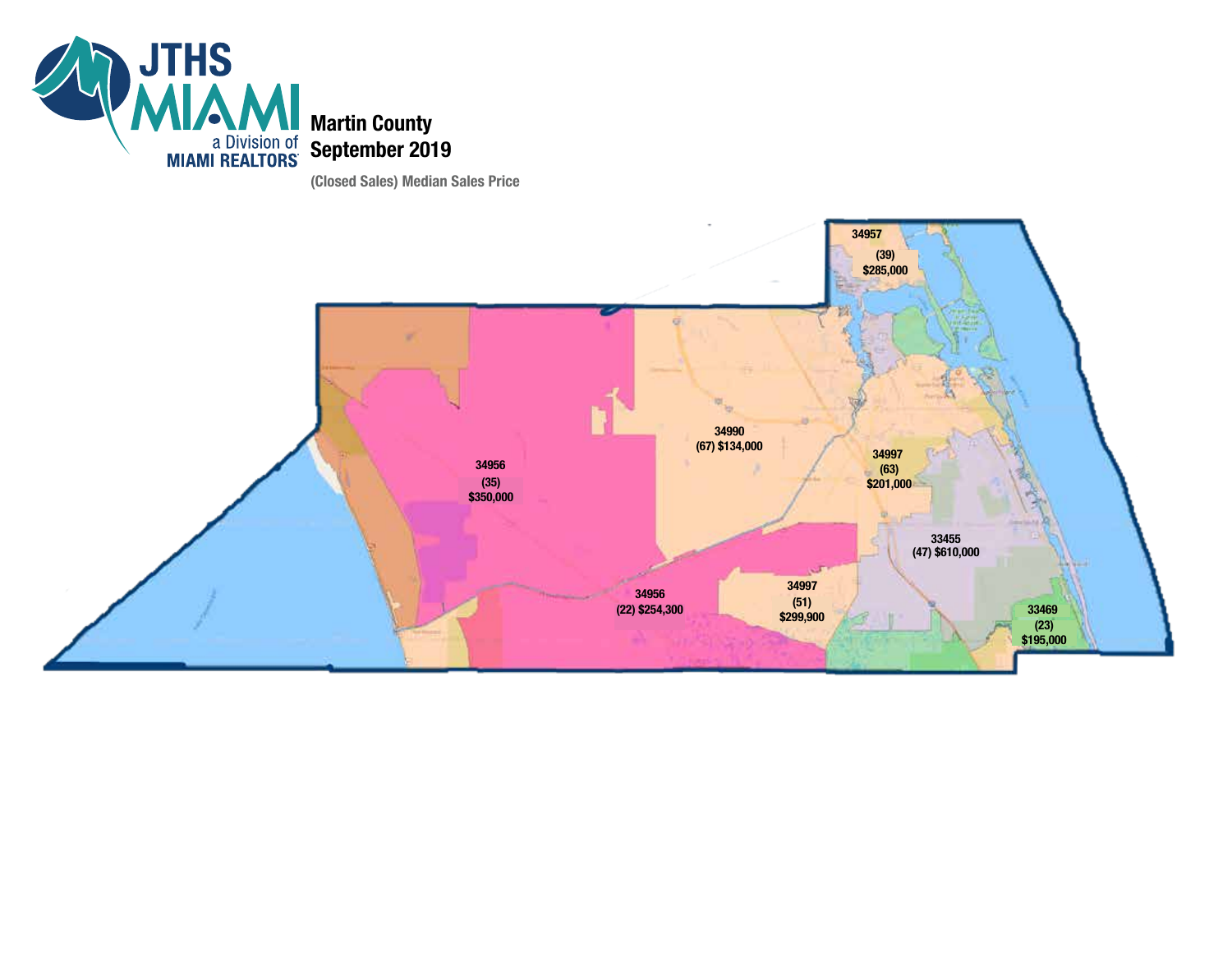JTHS MIAMI
a Division of MIAMI REALTORS

# Martin County
## September 2019

(Closed Sales) Median Sales Price

34957
(39)
$285,000

34990
(67) $134,000

34997
(63)
$201,000

34956
(35)
$350,000

33455
(47) $610,000

34956
(22) $254,300

34997
(51)
$299,900

33469
(23)
$195,000